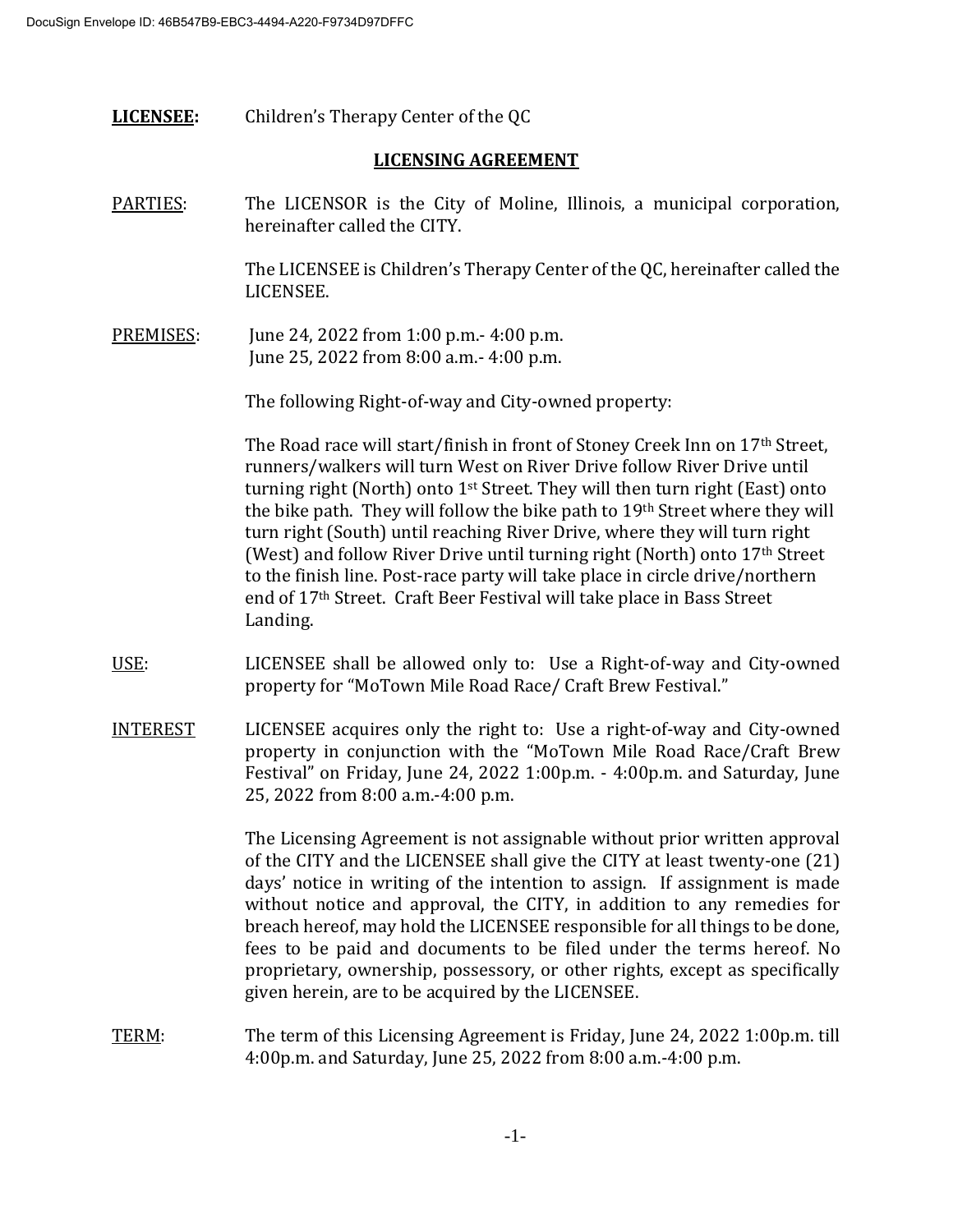**LICENSEE:** Children's Therapy Center of the QC

## LICENSING AGREEMENT

PARTIES: The LICENSOR is the City of Moline, Illinois, a municipal corporation, hereinafter called the CITY.

The LICENSEE is Children's Therapy Center of the QC, hereinafter called the LICENSEE.

PREMISES: June 24, 2022 from 1:00 p.m.- 4:00 p.m.
June 25, 2022 from 8:00 a.m.- 4:00 p.m.

The following Right-of-way and City-owned property:

The Road race will start/finish in front of Stoney Creek Inn on 17th Street, runners/walkers will turn West on River Drive follow River Drive until turning right (North) onto 1st Street. They will then turn right (East) onto the bike path. They will follow the bike path to 19th Street where they will turn right (South) until reaching River Drive, where they will turn right (West) and follow River Drive until turning right (North) onto 17th Street to the finish line. Post-race party will take place in circle drive/northern end of 17th Street. Craft Beer Festival will take place in Bass Street Landing.

USE: LICENSEE shall be allowed only to: Use a Right-of-way and City-owned property for "MoTown Mile Road Race/ Craft Brew Festival."

INTEREST LICENSEE acquires only the right to: Use a right-of-way and City-owned property in conjunction with the "MoTown Mile Road Race/Craft Brew Festival" on Friday, June 24, 2022 1:00p.m. - 4:00p.m. and Saturday, June 25, 2022 from 8:00 a.m.-4:00 p.m.

The Licensing Agreement is not assignable without prior written approval of the CITY and the LICENSEE shall give the CITY at least twenty-one (21) days' notice in writing of the intention to assign. If assignment is made without notice and approval, the CITY, in addition to any remedies for breach hereof, may hold the LICENSEE responsible for all things to be done, fees to be paid and documents to be filed under the terms hereof. No proprietary, ownership, possessory, or other rights, except as specifically given herein, are to be acquired by the LICENSEE.

TERM: The term of this Licensing Agreement is Friday, June 24, 2022 1:00p.m. till 4:00p.m. and Saturday, June 25, 2022 from 8:00 a.m.-4:00 p.m.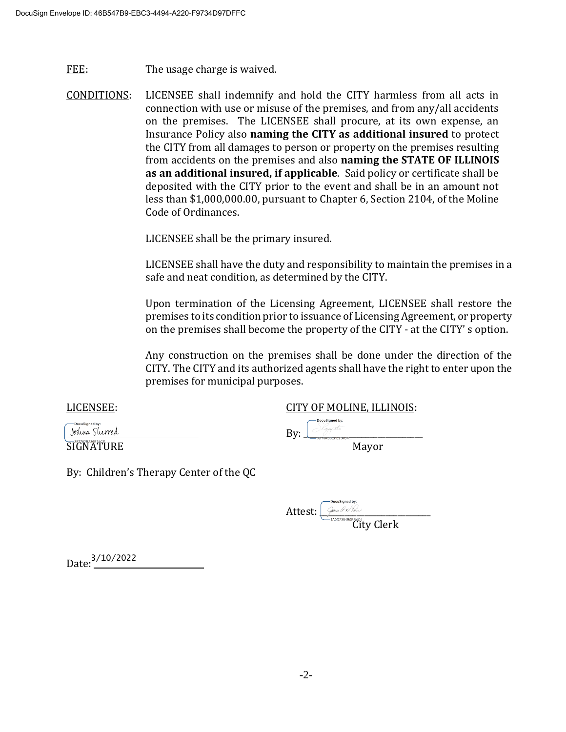FEE: The usage charge is waived.

CONDITIONS: LICENSEE shall indemnify and hold the CITY harmless from all acts in connection with use or misuse of the premises, and from any/all accidents on the premises. The LICENSEE shall procure, at its own expense, an Insurance Policy also **naming the CITY as additional insured** to protect the CITY from all damages to person or property on the premises resulting from accidents on the premises and also **naming the STATE OF ILLINOIS as an additional insured, if applicable**. Said policy or certificate shall be deposited with the CITY prior to the event and shall be in an amount not less than $1,000,000.00, pursuant to Chapter 6, Section 2104, of the Moline Code of Ordinances.

LICENSEE shall be the primary insured.

LICENSEE shall have the duty and responsibility to maintain the premises in a safe and neat condition, as determined by the CITY.

Upon termination of the Licensing Agreement, LICENSEE shall restore the premises to its condition prior to issuance of Licensing Agreement, or property on the premises shall become the property of the CITY - at the CITY' s option.

Any construction on the premises shall be done under the direction of the CITY. The CITY and its authorized agents shall have the right to enter upon the premises for municipal purposes.

LICENSEE:

DocuSigned by: Joshua Sherrod

SIGNATURE

By: Children's Therapy Center of the QC

CITY OF MOLINE, ILLINOIS:

By: DocuSigned by: ______________________
Mayor

Attest: DocuSigned by: ______________________
City Clerk

Date: 3/10/2022